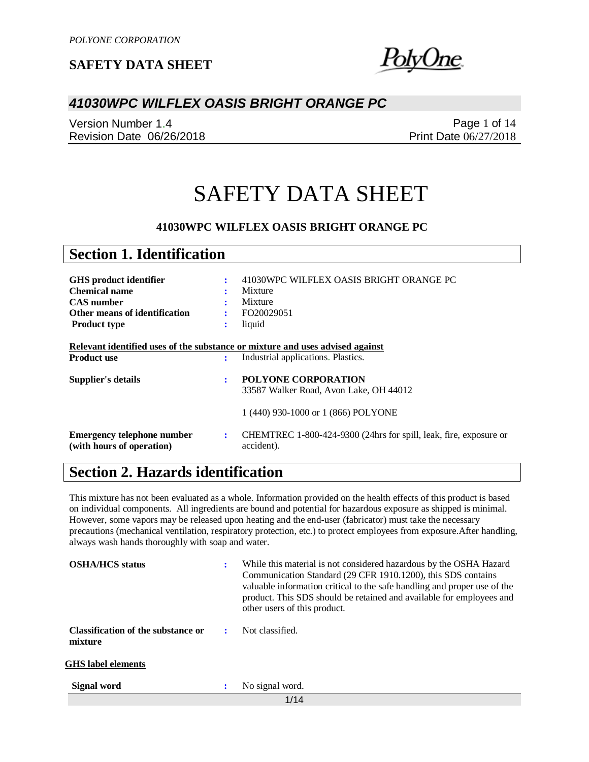# SAFETY DATA SHEET

**41030WPC WILFLEX OASIS BRIGHT ORANGE PC**

## Section 1. Identification

| | | |
|---|---|---|
| **GHS product identifier** | : | 41030WPC WILFLEX OASIS BRIGHT ORANGE PC |
| **Chemical name** | : | Mixture |
| **CAS number** | : | Mixture |
| **Other means of identification** | : | FO20029051 |
| **Product type** | : | liquid |

**Relevant identified uses of the substance or mixture and uses advised against**

| | | |
|---|---|---|
| **Product use** | : | Industrial applications. Plastics. |
| **Supplier's details** | : | **POLYONE CORPORATION**<br>33587 Walker Road, Avon Lake, OH 44012<br><br>1 (440) 930-1000 or 1 (866) POLYONE |
| **Emergency telephone number (with hours of operation)** | : | CHEMTREC 1-800-424-9300 (24hrs for spill, leak, fire, exposure or accident). |

## Section 2. Hazards identification

This mixture has not been evaluated as a whole. Information provided on the health effects of this product is based on individual components. All ingredients are bound and potential for hazardous exposure as shipped is minimal. However, some vapors may be released upon heating and the end-user (fabricator) must take the necessary precautions (mechanical ventilation, respiratory protection, etc.) to protect employees from exposure.After handling, always wash hands thoroughly with soap and water.

| | | |
|---|---|---|
| **OSHA/HCS status** | : | While this material is not considered hazardous by the OSHA Hazard Communication Standard (29 CFR 1910.1200), this SDS contains valuable information critical to the safe handling and proper use of the product. This SDS should be retained and available for employees and other users of this product. |
| **Classification of the substance or mixture** | : | Not classified. |

**GHS label elements**

| | | |
|---|---|---|
| **Signal word** | : | No signal word. |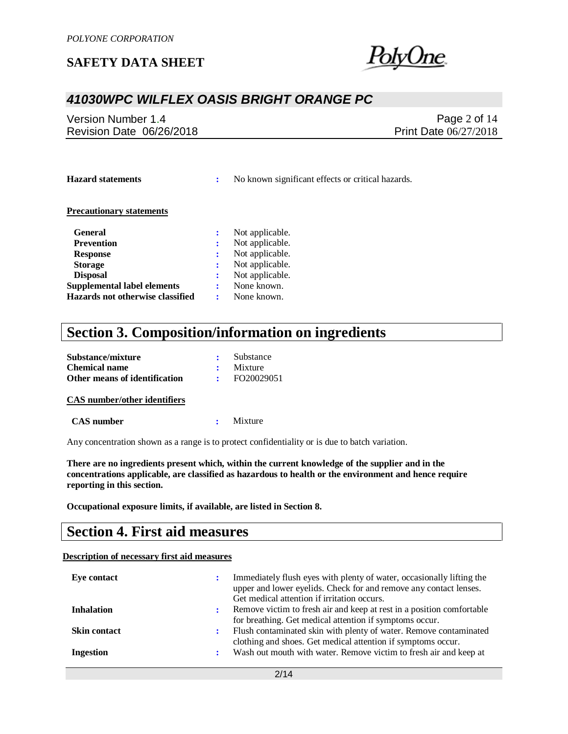**Hazard statements** : No known significant effects or critical hazards.

**Precautionary statements**

| | | |
|---|---|---|
| **General** | : | Not applicable. |
| **Prevention** | : | Not applicable. |
| **Response** | : | Not applicable. |
| **Storage** | : | Not applicable. |
| **Disposal** | : | Not applicable. |
| **Supplemental label elements** | : | None known. |
| **Hazards not otherwise classified** | : | None known. |

# Section 3. Composition/information on ingredients

| | | |
|---|---|---|
| **Substance/mixture** | : | Substance |
| **Chemical name** | : | Mixture |
| **Other means of identification** | : | FO20029051 |

**CAS number/other identifiers**

**CAS number** : Mixture

Any concentration shown as a range is to protect confidentiality or is due to batch variation.

**There are no ingredients present which, within the current knowledge of the supplier and in the concentrations applicable, are classified as hazardous to health or the environment and hence require reporting in this section.**

**Occupational exposure limits, if available, are listed in Section 8.**

# Section 4. First aid measures

**Description of necessary first aid measures**

| | | |
|---|---|---|
| **Eye contact** | : | Immediately flush eyes with plenty of water, occasionally lifting the upper and lower eyelids. Check for and remove any contact lenses. Get medical attention if irritation occurs. |
| **Inhalation** | : | Remove victim to fresh air and keep at rest in a position comfortable for breathing. Get medical attention if symptoms occur. |
| **Skin contact** | : | Flush contaminated skin with plenty of water. Remove contaminated clothing and shoes. Get medical attention if symptoms occur. |
| **Ingestion** | : | Wash out mouth with water. Remove victim to fresh air and keep at |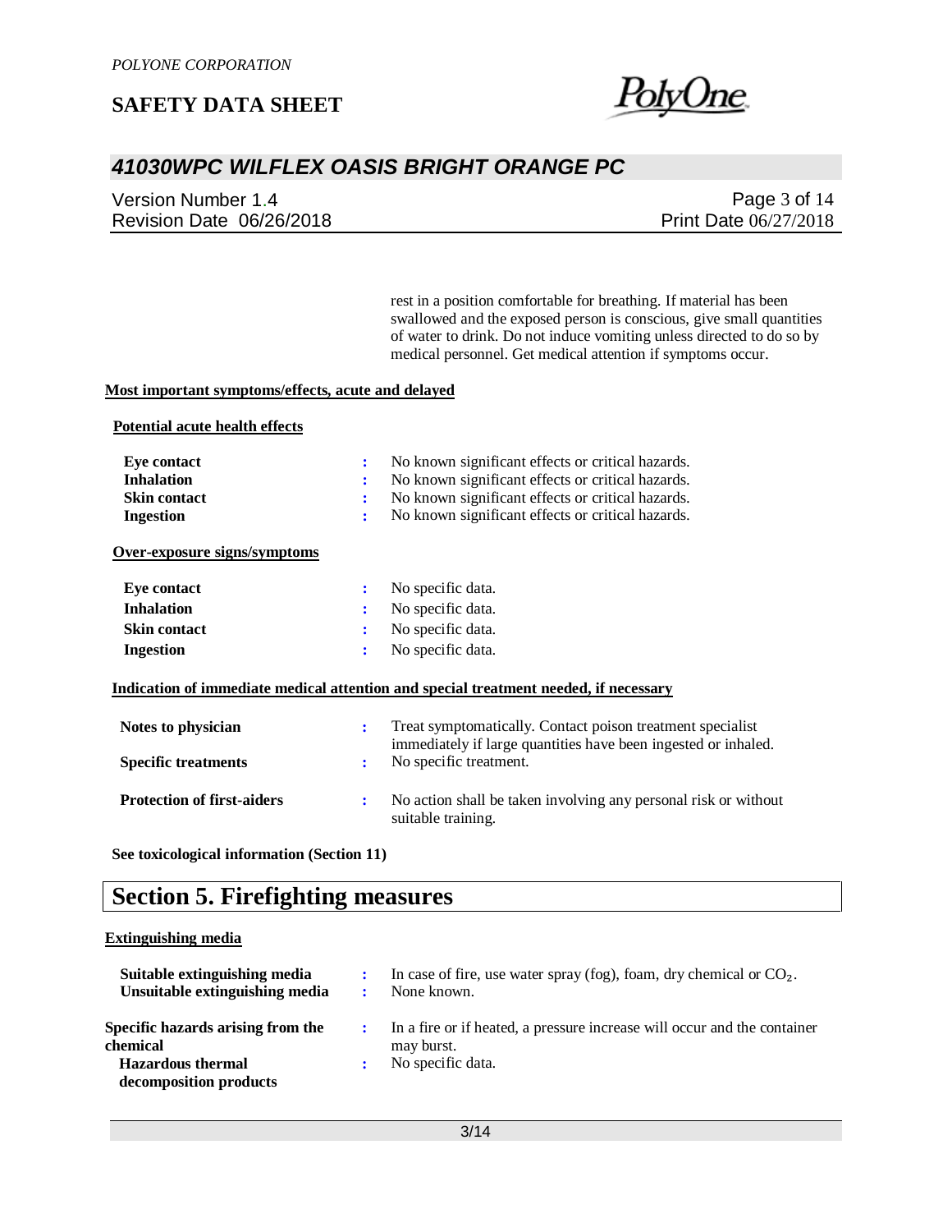rest in a position comfortable for breathing. If material has been swallowed and the exposed person is conscious, give small quantities of water to drink. Do not induce vomiting unless directed to do so by medical personnel. Get medical attention if symptoms occur.

**Most important symptoms/effects, acute and delayed**

**Potential acute health effects**

| | |
|---|---|
| **Eye contact** | No known significant effects or critical hazards. |
| **Inhalation** | No known significant effects or critical hazards. |
| **Skin contact** | No known significant effects or critical hazards. |
| **Ingestion** | No known significant effects or critical hazards. |

**Over-exposure signs/symptoms**

| | |
|---|---|
| **Eye contact** | No specific data. |
| **Inhalation** | No specific data. |
| **Skin contact** | No specific data. |
| **Ingestion** | No specific data. |

**Indication of immediate medical attention and special treatment needed, if necessary**

| | |
|---|---|
| **Notes to physician** | Treat symptomatically. Contact poison treatment specialist immediately if large quantities have been ingested or inhaled. |
| **Specific treatments** | No specific treatment. |
| **Protection of first-aiders** | No action shall be taken involving any personal risk or without suitable training. |

**See toxicological information (Section 11)**

# Section 5. Firefighting measures

**Extinguishing media**

| | |
|---|---|
| **Suitable extinguishing media** | In case of fire, use water spray (fog), foam, dry chemical or $CO_2$. |
| **Unsuitable extinguishing media** | None known. |

| | |
|---|---|
| **Specific hazards arising from the chemical** | In a fire or if heated, a pressure increase will occur and the container may burst. |
| **Hazardous thermal decomposition products** | No specific data. |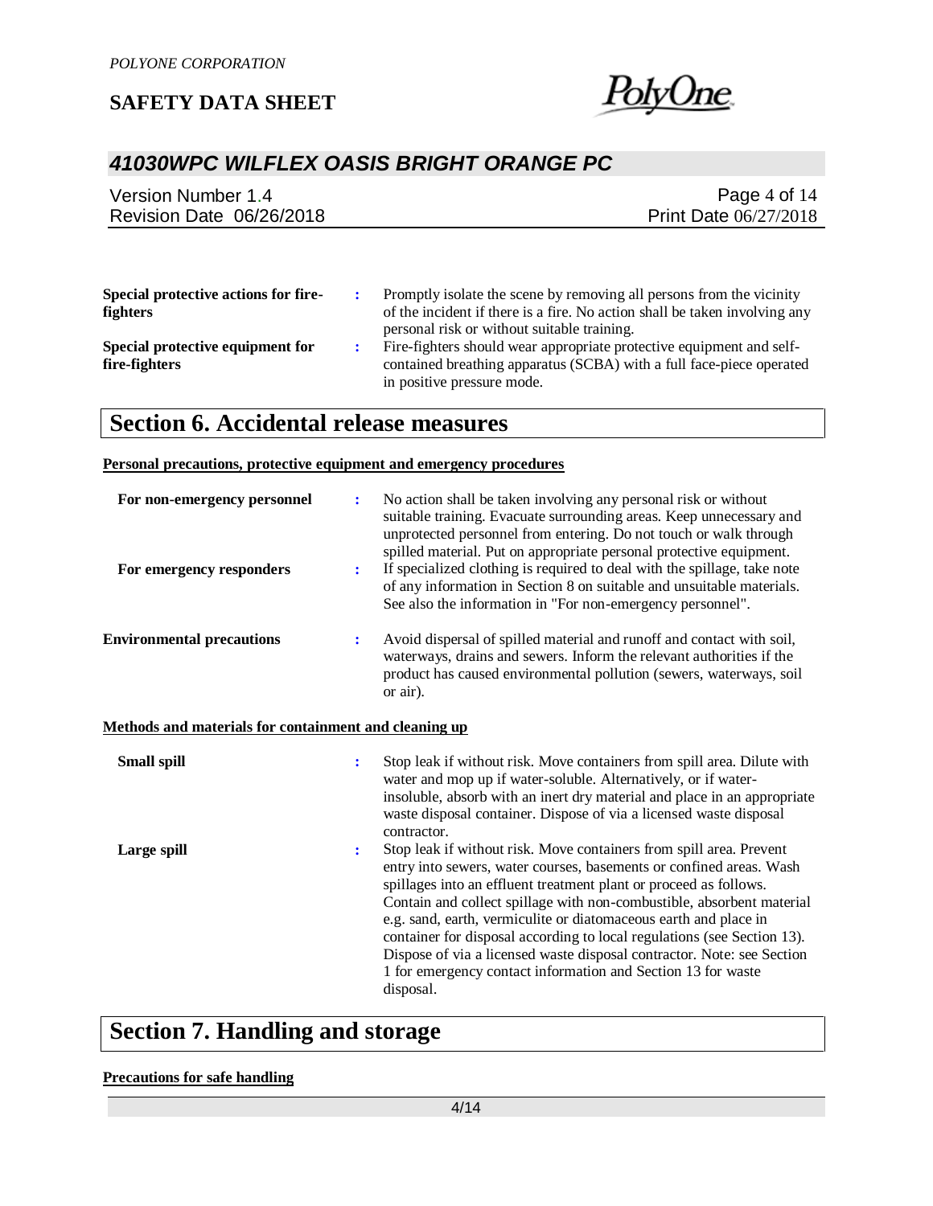| | | |
|---|---|---|
| **Special protective actions for fire-fighters** | : | Promptly isolate the scene by removing all persons from the vicinity of the incident if there is a fire. No action shall be taken involving any personal risk or without suitable training. |
| **Special protective equipment for fire-fighters** | : | Fire-fighters should wear appropriate protective equipment and self-contained breathing apparatus (SCBA) with a full face-piece operated in positive pressure mode. |

# Section 6. Accidental release measures

**Personal precautions, protective equipment and emergency procedures**

| | | |
|---|---|---|
| **For non-emergency personnel** | : | No action shall be taken involving any personal risk or without suitable training. Evacuate surrounding areas. Keep unnecessary and unprotected personnel from entering. Do not touch or walk through spilled material. Put on appropriate personal protective equipment. |
| **For emergency responders** | : | If specialized clothing is required to deal with the spillage, take note of any information in Section 8 on suitable and unsuitable materials. See also the information in "For non-emergency personnel". |
| **Environmental precautions** | : | Avoid dispersal of spilled material and runoff and contact with soil, waterways, drains and sewers. Inform the relevant authorities if the product has caused environmental pollution (sewers, waterways, soil or air). |

**Methods and materials for containment and cleaning up**

| | | |
|---|---|---|
| **Small spill** | : | Stop leak if without risk. Move containers from spill area. Dilute with water and mop up if water-soluble. Alternatively, or if water-insoluble, absorb with an inert dry material and place in an appropriate waste disposal container. Dispose of via a licensed waste disposal contractor. |
| **Large spill** | : | Stop leak if without risk. Move containers from spill area. Prevent entry into sewers, water courses, basements or confined areas. Wash spillages into an effluent treatment plant or proceed as follows. Contain and collect spillage with non-combustible, absorbent material e.g. sand, earth, vermiculite or diatomaceous earth and place in container for disposal according to local regulations (see Section 13). Dispose of via a licensed waste disposal contractor. Note: see Section 1 for emergency contact information and Section 13 for waste disposal. |

# Section 7. Handling and storage

**Precautions for safe handling**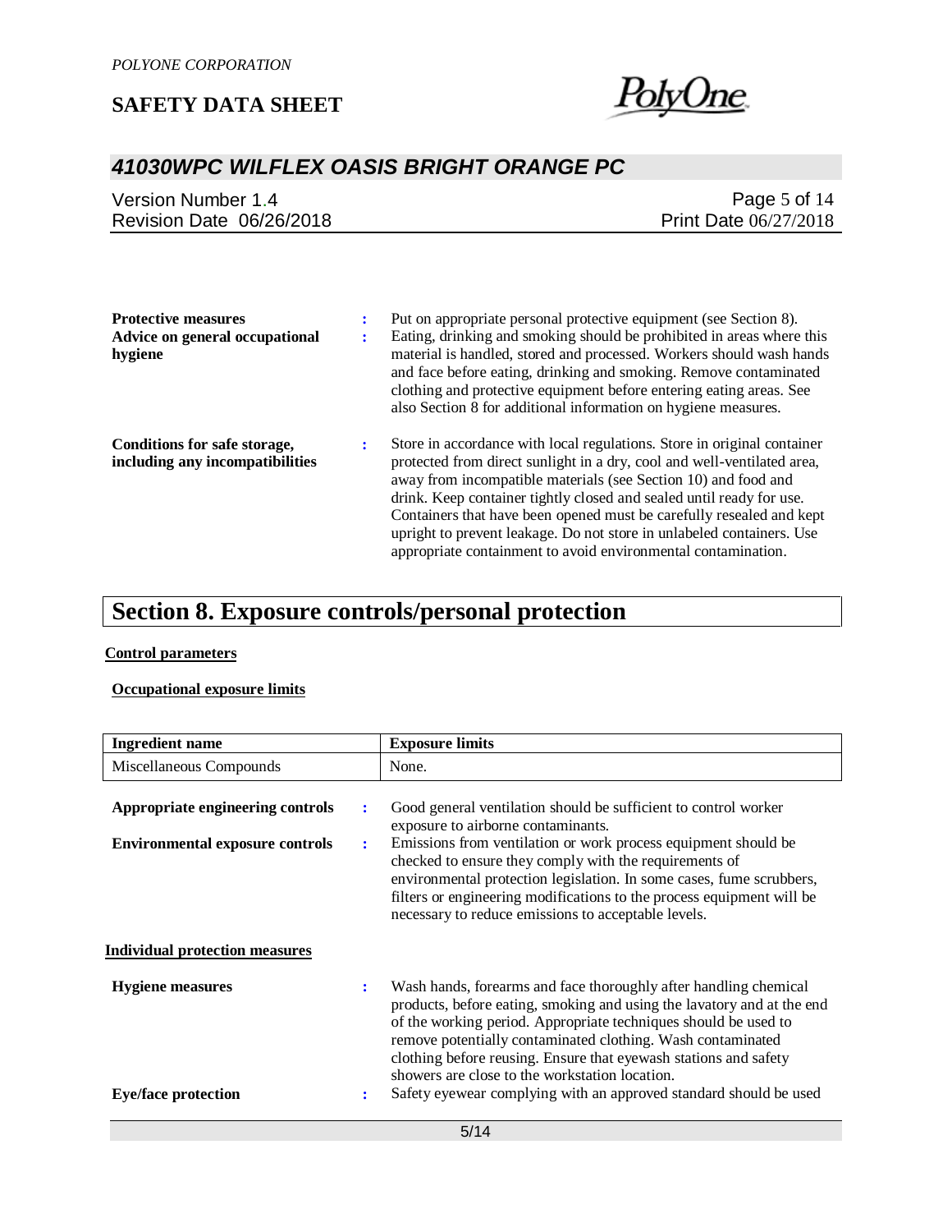**Protective measures** : Put on appropriate personal protective equipment (see Section 8).

**Advice on general occupational hygiene** : Eating, drinking and smoking should be prohibited in areas where this material is handled, stored and processed. Workers should wash hands and face before eating, drinking and smoking. Remove contaminated clothing and protective equipment before entering eating areas. See also Section 8 for additional information on hygiene measures.

**Conditions for safe storage, including any incompatibilities** : Store in accordance with local regulations. Store in original container protected from direct sunlight in a dry, cool and well-ventilated area, away from incompatible materials (see Section 10) and food and drink. Keep container tightly closed and sealed until ready for use. Containers that have been opened must be carefully resealed and kept upright to prevent leakage. Do not store in unlabeled containers. Use appropriate containment to avoid environmental contamination.

# Section 8. Exposure controls/personal protection

**Control parameters**

**Occupational exposure limits**

| Ingredient name | Exposure limits |
|---|---|
| Miscellaneous Compounds | None. |

**Appropriate engineering controls** : Good general ventilation should be sufficient to control worker exposure to airborne contaminants.

**Environmental exposure controls** : Emissions from ventilation or work process equipment should be checked to ensure they comply with the requirements of environmental protection legislation. In some cases, fume scrubbers, filters or engineering modifications to the process equipment will be necessary to reduce emissions to acceptable levels.

**Individual protection measures**

**Hygiene measures** : Wash hands, forearms and face thoroughly after handling chemical products, before eating, smoking and using the lavatory and at the end of the working period. Appropriate techniques should be used to remove potentially contaminated clothing. Wash contaminated clothing before reusing. Ensure that eyewash stations and safety showers are close to the workstation location.

**Eye/face protection** : Safety eyewear complying with an approved standard should be used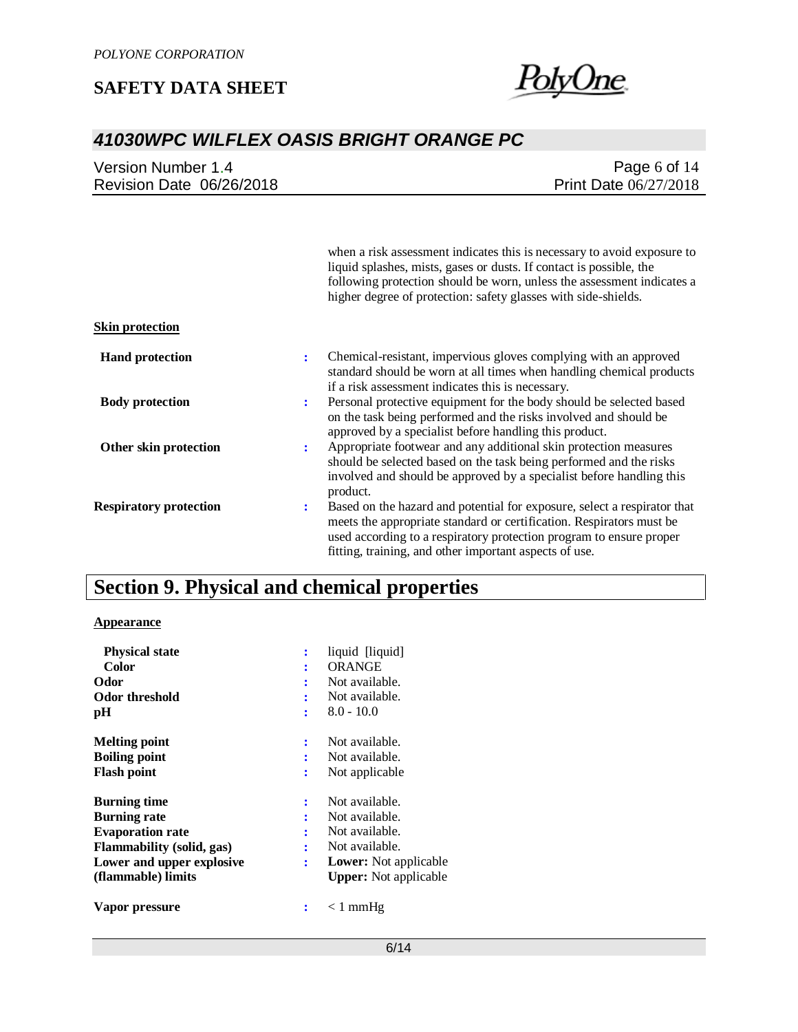when a risk assessment indicates this is necessary to avoid exposure to liquid splashes, mists, gases or dusts. If contact is possible, the following protection should be worn, unless the assessment indicates a higher degree of protection: safety glasses with side-shields.

**Skin protection**

| | | |
|---|---|---|
| **Hand protection** | : | Chemical-resistant, impervious gloves complying with an approved standard should be worn at all times when handling chemical products if a risk assessment indicates this is necessary. |
| **Body protection** | : | Personal protective equipment for the body should be selected based on the task being performed and the risks involved and should be approved by a specialist before handling this product. |
| **Other skin protection** | : | Appropriate footwear and any additional skin protection measures should be selected based on the task being performed and the risks involved and should be approved by a specialist before handling this product. |
| **Respiratory protection** | : | Based on the hazard and potential for exposure, select a respirator that meets the appropriate standard or certification. Respirators must be used according to a respiratory protection program to ensure proper fitting, training, and other important aspects of use. |

## Section 9. Physical and chemical properties

**Appearance**

| | | |
|---|---|---|
| **Physical state** | : | liquid [liquid] |
| **Color** | : | ORANGE |
| **Odor** | : | Not available. |
| **Odor threshold** | : | Not available. |
| **pH** | : | 8.0 - 10.0 |
| **Melting point** | : | Not available. |
| **Boiling point** | : | Not available. |
| **Flash point** | : | Not applicable |
| **Burning time** | : | Not available. |
| **Burning rate** | : | Not available. |
| **Evaporation rate** | : | Not available. |
| **Flammability (solid, gas)** | : | Not available. |
| **Lower and upper explosive (flammable) limits** | : | **Lower:** Not applicable<br>**Upper:** Not applicable |
| **Vapor pressure** | : | < 1 mmHg |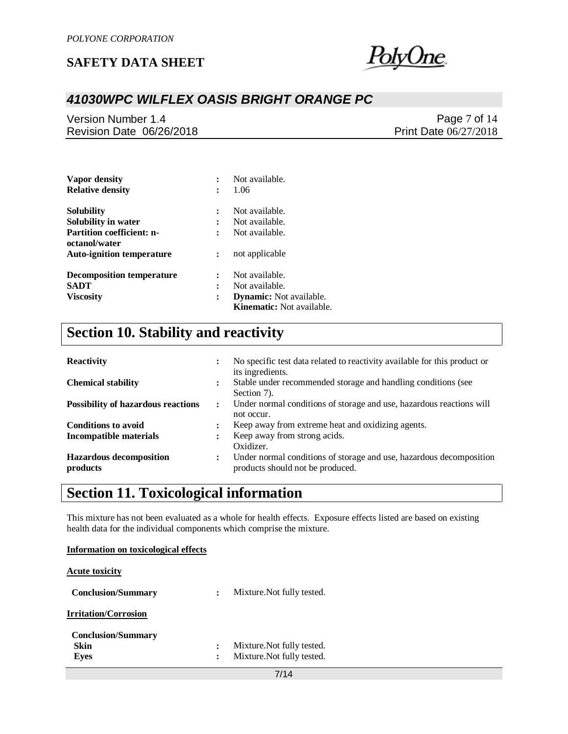| | | |
|---|---|---|
| **Vapor density** | : | Not available. |
| **Relative density** | : | 1.06 |
| **Solubility** | : | Not available. |
| **Solubility in water** | : | Not available. |
| **Partition coefficient: n-octanol/water** | : | Not available. |
| **Auto-ignition temperature** | : | not applicable |
| **Decomposition temperature** | : | Not available. |
| **SADT** | : | Not available. |
| **Viscosity** | : | **Dynamic:** Not available.<br>**Kinematic:** Not available. |

## Section 10. Stability and reactivity

| | | |
|---|---|---|
| **Reactivity** | : | No specific test data related to reactivity available for this product or its ingredients. |
| **Chemical stability** | : | Stable under recommended storage and handling conditions (see Section 7). |
| **Possibility of hazardous reactions** | : | Under normal conditions of storage and use, hazardous reactions will not occur. |
| **Conditions to avoid** | : | Keep away from extreme heat and oxidizing agents. |
| **Incompatible materials** | : | Keep away from strong acids.<br>Oxidizer. |
| **Hazardous decomposition products** | : | Under normal conditions of storage and use, hazardous decomposition products should not be produced. |

## Section 11. Toxicological information

This mixture has not been evaluated as a whole for health effects. Exposure effects listed are based on existing health data for the individual components which comprise the mixture.

**Information on toxicological effects**

**Acute toxicity**

**Conclusion/Summary** : Mixture.Not fully tested.

**Irritation/Corrosion**

**Conclusion/Summary**

| | | |
|---|---|---|
| **Skin** | : | Mixture.Not fully tested. |
| **Eyes** | : | Mixture.Not fully tested. |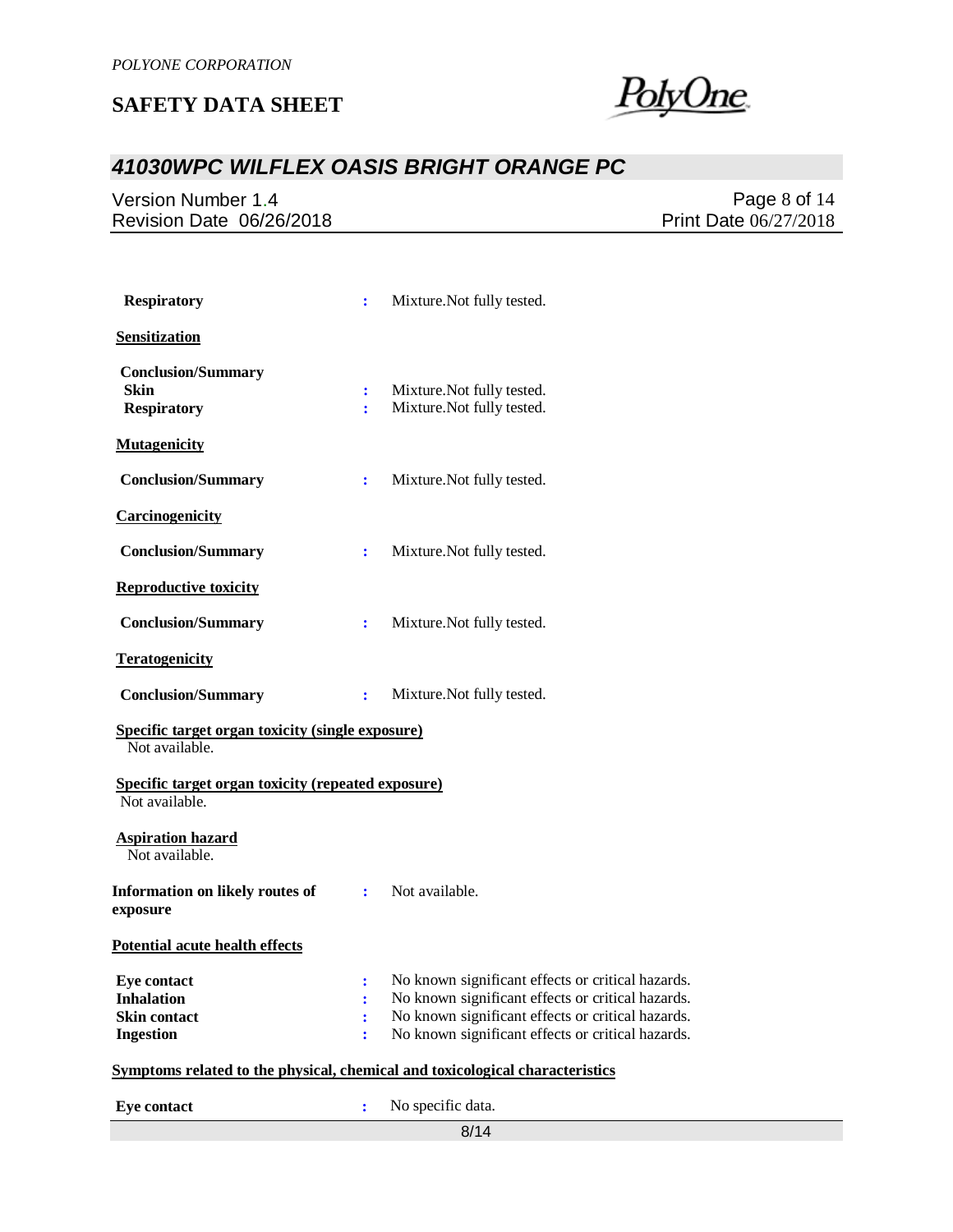**Respiratory** : Mixture.Not fully tested.

**Sensitization**

**Conclusion/Summary**

**Skin** : Mixture.Not fully tested.

**Respiratory** : Mixture.Not fully tested.

**Mutagenicity**

**Conclusion/Summary** : Mixture.Not fully tested.

**Carcinogenicity**

**Conclusion/Summary** : Mixture.Not fully tested.

**Reproductive toxicity**

**Conclusion/Summary** : Mixture.Not fully tested.

**Teratogenicity**

**Conclusion/Summary** : Mixture.Not fully tested.

**Specific target organ toxicity (single exposure)**

Not available.

**Specific target organ toxicity (repeated exposure)**

Not available.

**Aspiration hazard**

Not available.

**Information on likely routes of exposure** : Not available.

**Potential acute health effects**

**Eye contact** : No known significant effects or critical hazards.

**Inhalation** : No known significant effects or critical hazards.

**Skin contact** : No known significant effects or critical hazards.

**Ingestion** : No known significant effects or critical hazards.

**Symptoms related to the physical, chemical and toxicological characteristics**

**Eye contact** : No specific data.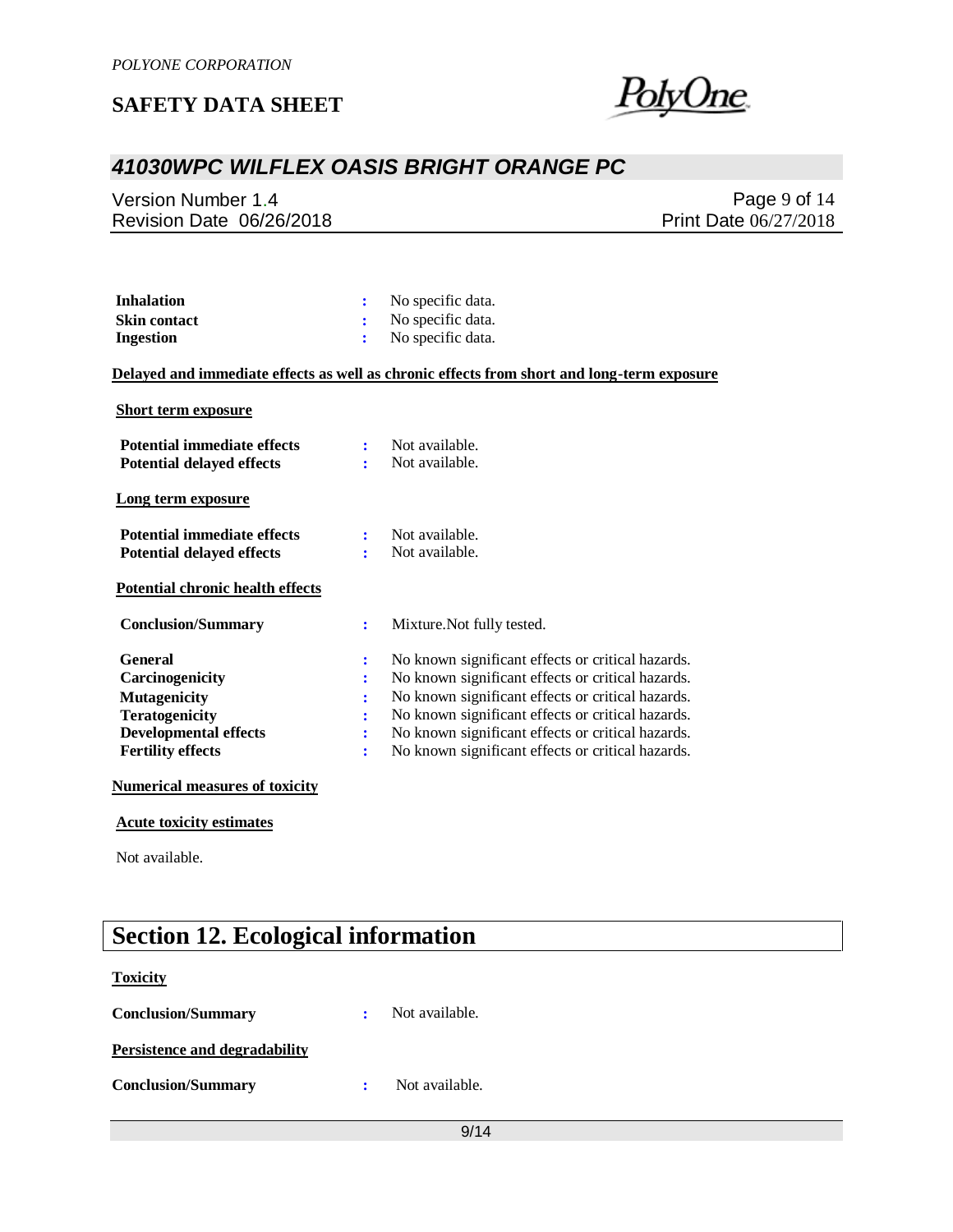| | | |
|---|---|---|
| **Inhalation** | : | No specific data. |
| **Skin contact** | : | No specific data. |
| **Ingestion** | : | No specific data. |

**Delayed and immediate effects as well as chronic effects from short and long-term exposure**

**Short term exposure**

| | | |
|---|---|---|
| **Potential immediate effects** | : | Not available. |
| **Potential delayed effects** | : | Not available. |

**Long term exposure**

| | | |
|---|---|---|
| **Potential immediate effects** | : | Not available. |
| **Potential delayed effects** | : | Not available. |

**Potential chronic health effects**

| | | |
|---|---|---|
| **Conclusion/Summary** | : | Mixture.Not fully tested. |
| **General** | : | No known significant effects or critical hazards. |
| **Carcinogenicity** | : | No known significant effects or critical hazards. |
| **Mutagenicity** | : | No known significant effects or critical hazards. |
| **Teratogenicity** | : | No known significant effects or critical hazards. |
| **Developmental effects** | : | No known significant effects or critical hazards. |
| **Fertility effects** | : | No known significant effects or critical hazards. |

**Numerical measures of toxicity**

**Acute toxicity estimates**

Not available.

## Section 12. Ecological information

**Toxicity**

| | | |
|---|---|---|
| **Conclusion/Summary** | : | Not available. |

**Persistence and degradability**

| | | |
|---|---|---|
| **Conclusion/Summary** | : | Not available. |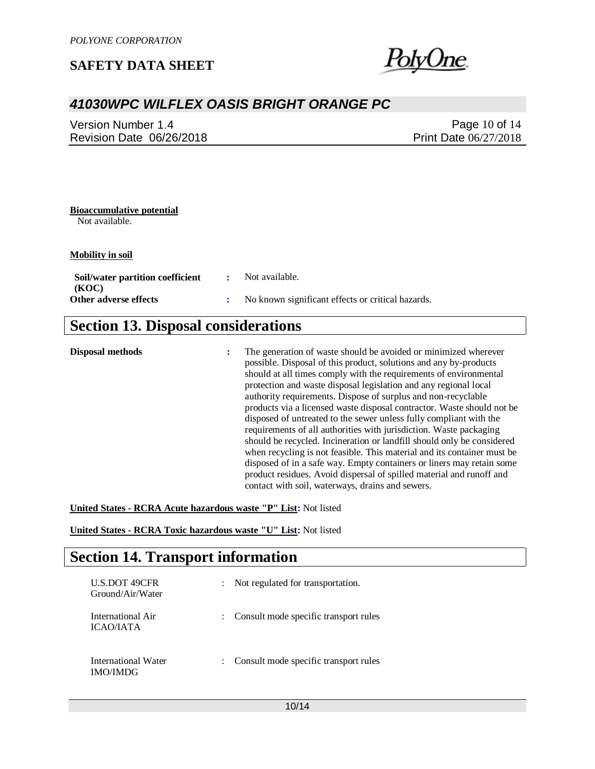**Bioaccumulative potential**

Not available.

**Mobility in soil**

| | | |
|---|---|---|
| **Soil/water partition coefficient (KOC)** | : | Not available. |
| **Other adverse effects** | : | No known significant effects or critical hazards. |

# Section 13. Disposal considerations

| | | |
|---|---|---|
| **Disposal methods** | : | The generation of waste should be avoided or minimized wherever possible. Disposal of this product, solutions and any by-products should at all times comply with the requirements of environmental protection and waste disposal legislation and any regional local authority requirements. Dispose of surplus and non-recyclable products via a licensed waste disposal contractor. Waste should not be disposed of untreated to the sewer unless fully compliant with the requirements of all authorities with jurisdiction. Waste packaging should be recycled. Incineration or landfill should only be considered when recycling is not feasible. This material and its container must be disposed of in a safe way. Empty containers or liners may retain some product residues. Avoid dispersal of spilled material and runoff and contact with soil, waterways, drains and sewers. |

**United States - RCRA Acute hazardous waste "P" List:** Not listed

**United States - RCRA Toxic hazardous waste "U" List:** Not listed

# Section 14. Transport information

| | | |
|---|---|---|
| U.S.DOT 49CFR Ground/Air/Water | : | Not regulated for transportation. |
| International Air ICAO/IATA | : | Consult mode specific transport rules |
| International Water IMO/IMDG | : | Consult mode specific transport rules |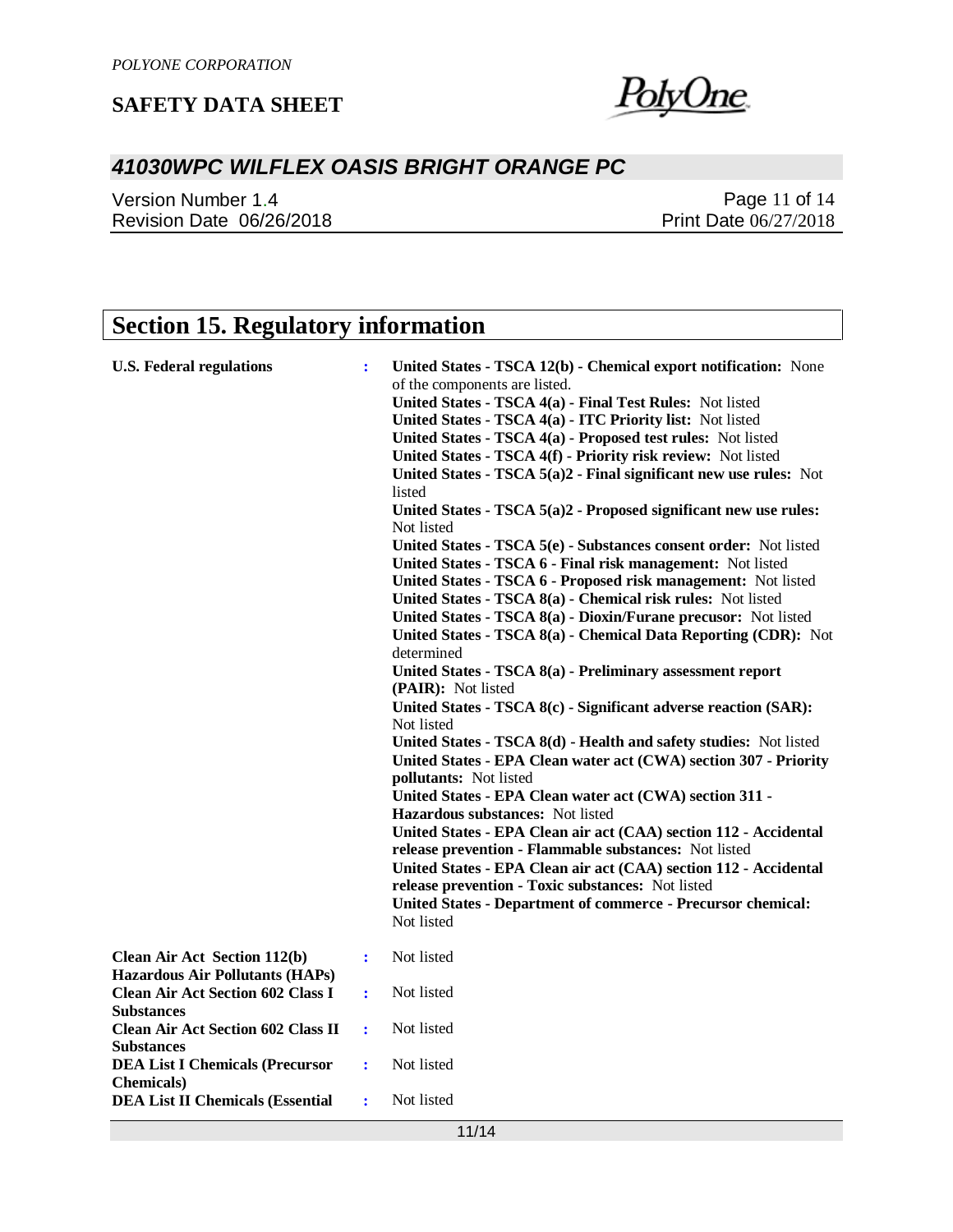## Section 15. Regulatory information

**U.S. Federal regulations** : **United States - TSCA 12(b) - Chemical export notification:** None of the components are listed.
**United States - TSCA 4(a) - Final Test Rules:** Not listed
**United States - TSCA 4(a) - ITC Priority list:** Not listed
**United States - TSCA 4(a) - Proposed test rules:** Not listed
**United States - TSCA 4(f) - Priority risk review:** Not listed
**United States - TSCA 5(a)2 - Final significant new use rules:** Not listed
**United States - TSCA 5(a)2 - Proposed significant new use rules:** Not listed
**United States - TSCA 5(e) - Substances consent order:** Not listed
**United States - TSCA 6 - Final risk management:** Not listed
**United States - TSCA 6 - Proposed risk management:** Not listed
**United States - TSCA 8(a) - Chemical risk rules:** Not listed
**United States - TSCA 8(a) - Dioxin/Furane precusor:** Not listed
**United States - TSCA 8(a) - Chemical Data Reporting (CDR):** Not determined
**United States - TSCA 8(a) - Preliminary assessment report (PAIR):** Not listed
**United States - TSCA 8(c) - Significant adverse reaction (SAR):** Not listed
**United States - TSCA 8(d) - Health and safety studies:** Not listed
**United States - EPA Clean water act (CWA) section 307 - Priority pollutants:** Not listed
**United States - EPA Clean water act (CWA) section 311 - Hazardous substances:** Not listed
**United States - EPA Clean air act (CAA) section 112 - Accidental release prevention - Flammable substances:** Not listed
**United States - EPA Clean air act (CAA) section 112 - Accidental release prevention - Toxic substances:** Not listed
**United States - Department of commerce - Precursor chemical:** Not listed

**Clean Air Act Section 112(b) Hazardous Air Pollutants (HAPs)** : Not listed

**Clean Air Act Section 602 Class I Substances** : Not listed

**Clean Air Act Section 602 Class II Substances** : Not listed

**DEA List I Chemicals (Precursor Chemicals)** : Not listed

**DEA List II Chemicals (Essential** : Not listed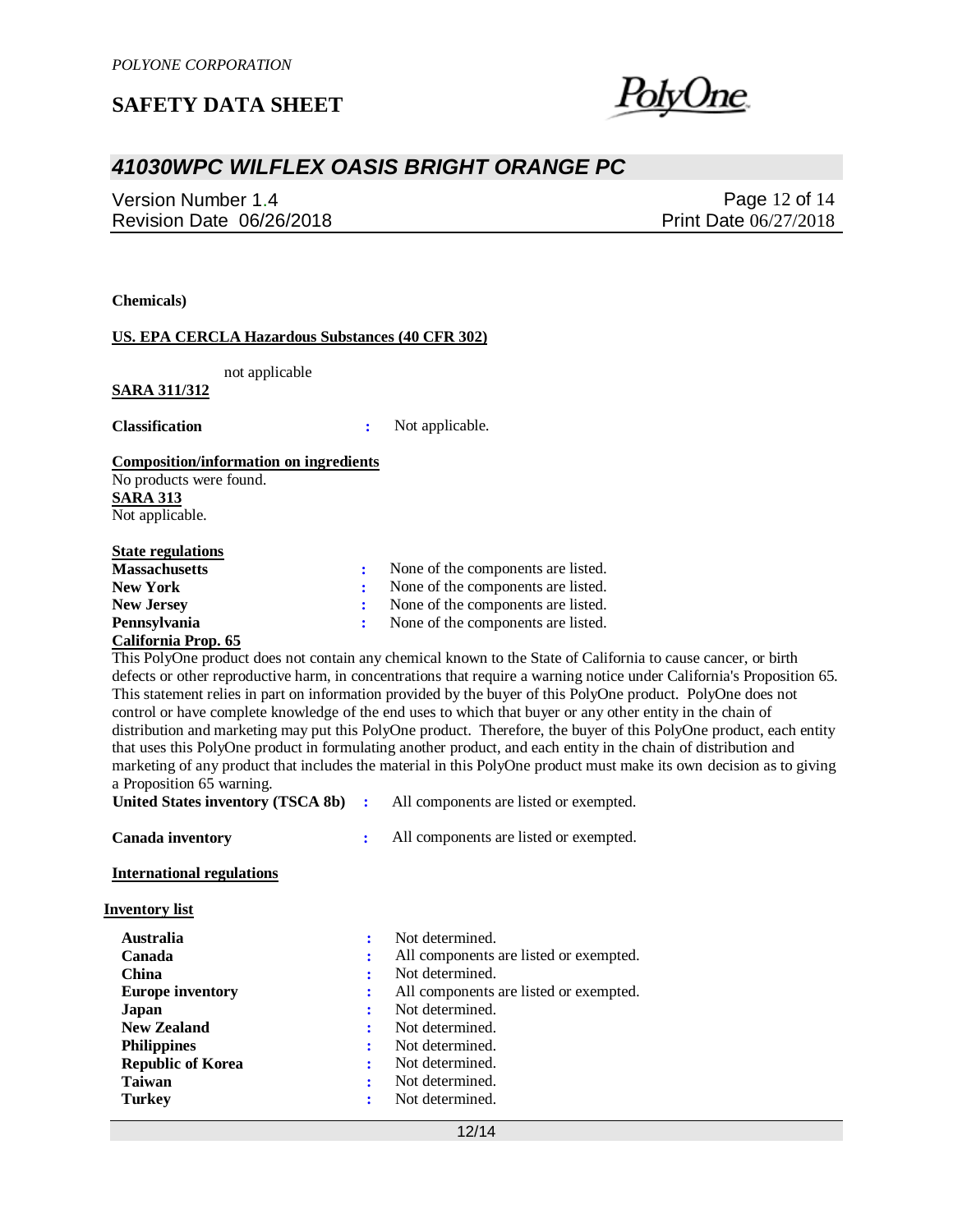**Chemicals)**

**US. EPA CERCLA Hazardous Substances (40 CFR 302)**

not applicable

**SARA 311/312**

| | | |
|---|---|---|
| **Classification** | : | Not applicable. |

**Composition/information on ingredients**

No products were found.

**SARA 313**

Not applicable.

**State regulations**

| | | |
|---|---|---|
| **Massachusetts** | : | None of the components are listed. |
| **New York** | : | None of the components are listed. |
| **New Jersey** | : | None of the components are listed. |
| **Pennsylvania** | : | None of the components are listed. |

**California Prop. 65**

This PolyOne product does not contain any chemical known to the State of California to cause cancer, or birth defects or other reproductive harm, in concentrations that require a warning notice under California's Proposition 65. This statement relies in part on information provided by the buyer of this PolyOne product. PolyOne does not control or have complete knowledge of the end uses to which that buyer or any other entity in the chain of distribution and marketing may put this PolyOne product. Therefore, the buyer of this PolyOne product, each entity that uses this PolyOne product in formulating another product, and each entity in the chain of distribution and marketing of any product that includes the material in this PolyOne product must make its own decision as to giving a Proposition 65 warning.

| | | |
|---|---|---|
| **United States inventory (TSCA 8b)** | : | All components are listed or exempted. |
| **Canada inventory** | : | All components are listed or exempted. |

**International regulations**

**Inventory list**

| | | |
|---|---|---|
| **Australia** | : | Not determined. |
| **Canada** | : | All components are listed or exempted. |
| **China** | : | Not determined. |
| **Europe inventory** | : | All components are listed or exempted. |
| **Japan** | : | Not determined. |
| **New Zealand** | : | Not determined. |
| **Philippines** | : | Not determined. |
| **Republic of Korea** | : | Not determined. |
| **Taiwan** | : | Not determined. |
| **Turkey** | : | Not determined. |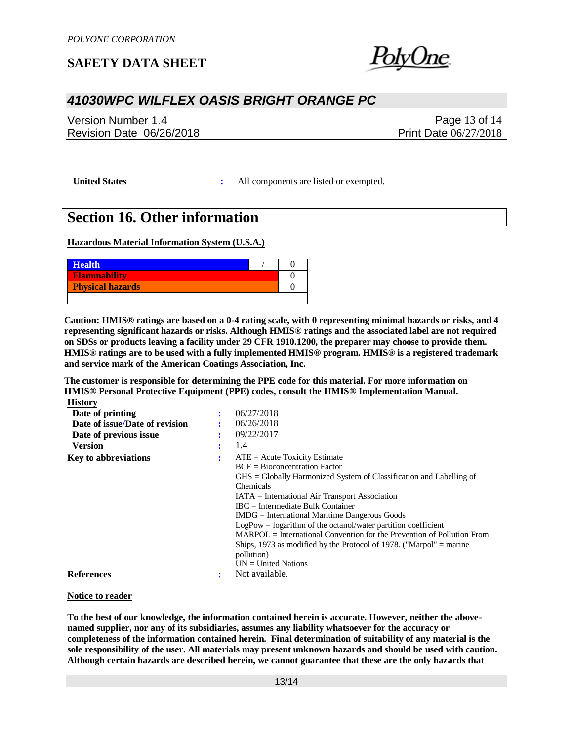| United States | : | All components are listed or exempted. |
|---|---|---|

## Section 16. Other information

**Hazardous Material Information System (U.S.A.)**

| Health | / | 0 |
|---|---|---|
| Flammability | | 0 |
| Physical hazards | | 0 |
| | | |

**Caution: HMIS® ratings are based on a 0-4 rating scale, with 0 representing minimal hazards or risks, and 4 representing significant hazards or risks. Although HMIS® ratings and the associated label are not required on SDSs or products leaving a facility under 29 CFR 1910.1200, the preparer may choose to provide them. HMIS® ratings are to be used with a fully implemented HMIS® program. HMIS® is a registered trademark and service mark of the American Coatings Association, Inc.**

**The customer is responsible for determining the PPE code for this material. For more information on HMIS® Personal Protective Equipment (PPE) codes, consult the HMIS® Implementation Manual.**

**History**

| | | |
|---|---|---|
| **Date of printing** | : | 06/27/2018 |
| **Date of issue/Date of revision** | : | 06/26/2018 |
| **Date of previous issue** | : | 09/22/2017 |
| **Version** | : | 1.4 |
| **Key to abbreviations** | : | ATE = Acute Toxicity Estimate<br>BCF = Bioconcentration Factor<br>GHS = Globally Harmonized System of Classification and Labelling of Chemicals<br>IATA = International Air Transport Association<br>IBC = Intermediate Bulk Container<br>IMDG = International Maritime Dangerous Goods<br>LogPow = logarithm of the octanol/water partition coefficient<br>MARPOL = International Convention for the Prevention of Pollution From Ships, 1973 as modified by the Protocol of 1978. ("Marpol" = marine pollution)<br>UN = United Nations |
| **References** | : | Not available. |

**Notice to reader**

**To the best of our knowledge, the information contained herein is accurate. However, neither the above-named supplier, nor any of its subsidiaries, assumes any liability whatsoever for the accuracy or completeness of the information contained herein. Final determination of suitability of any material is the sole responsibility of the user. All materials may present unknown hazards and should be used with caution. Although certain hazards are described herein, we cannot guarantee that these are the only hazards that**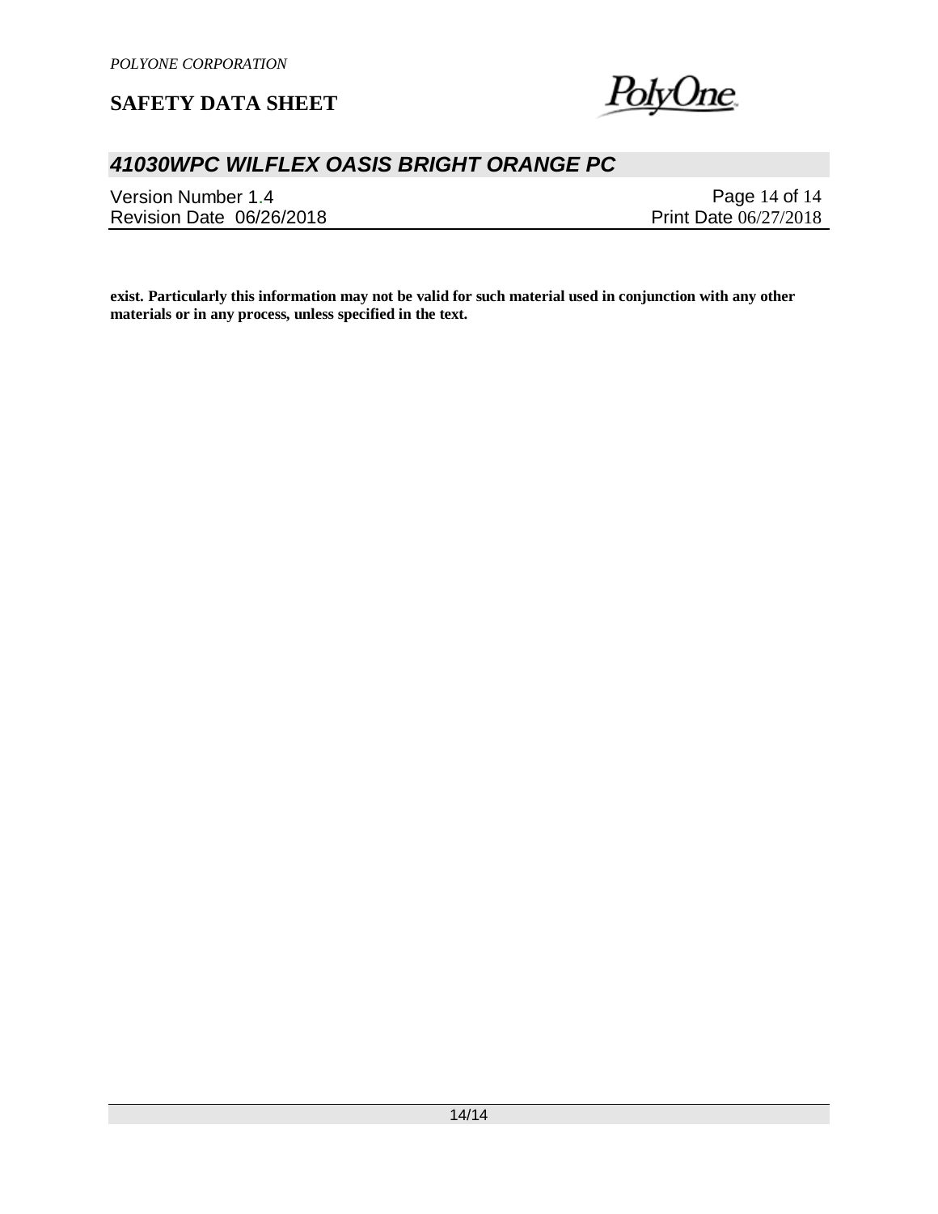**exist. Particularly this information may not be valid for such material used in conjunction with any other materials or in any process, unless specified in the text.**